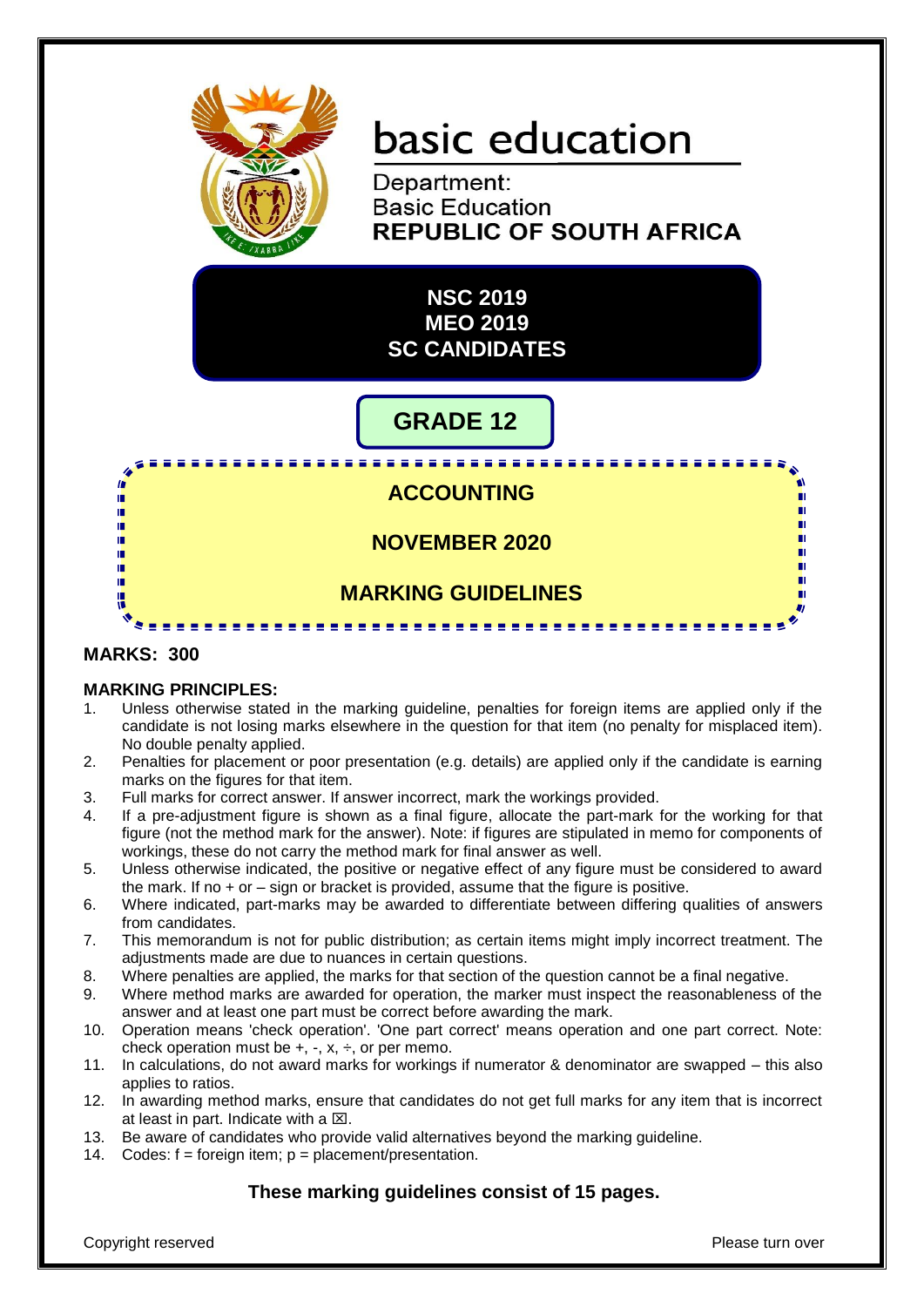# basic education

Department:
Basic Education
**REPUBLIC OF SOUTH AFRICA**

**NSC 2019**
**MEO 2019**
**SC CANDIDATES**

## GRADE 12

## ACCOUNTING

## NOVEMBER 2020

## MARKING GUIDELINES

**MARKS: 300**

**MARKING PRINCIPLES:**

1. Unless otherwise stated in the marking guideline, penalties for foreign items are applied only if the candidate is not losing marks elsewhere in the question for that item (no penalty for misplaced item). No double penalty applied.
2. Penalties for placement or poor presentation (e.g. details) are applied only if the candidate is earning marks on the figures for that item.
3. Full marks for correct answer. If answer incorrect, mark the workings provided.
4. If a pre-adjustment figure is shown as a final figure, allocate the part-mark for the working for that figure (not the method mark for the answer). Note: if figures are stipulated in memo for components of workings, these do not carry the method mark for final answer as well.
5. Unless otherwise indicated, the positive or negative effect of any figure must be considered to award the mark. If no + or – sign or bracket is provided, assume that the figure is positive.
6. Where indicated, part-marks may be awarded to differentiate between differing qualities of answers from candidates.
7. This memorandum is not for public distribution; as certain items might imply incorrect treatment. The adjustments made are due to nuances in certain questions.
8. Where penalties are applied, the marks for that section of the question cannot be a final negative.
9. Where method marks are awarded for operation, the marker must inspect the reasonableness of the answer and at least one part must be correct before awarding the mark.
10. Operation means 'check operation'. 'One part correct' means operation and one part correct. Note: check operation must be +, -, x, ÷, or per memo.
11. In calculations, do not award marks for workings if numerator & denominator are swapped – this also applies to ratios.
12. In awarding method marks, ensure that candidates do not get full marks for any item that is incorrect at least in part. Indicate with a ☒.
13. Be aware of candidates who provide valid alternatives beyond the marking guideline.
14. Codes: f = foreign item; p = placement/presentation.

**These marking guidelines consist of 15 pages.**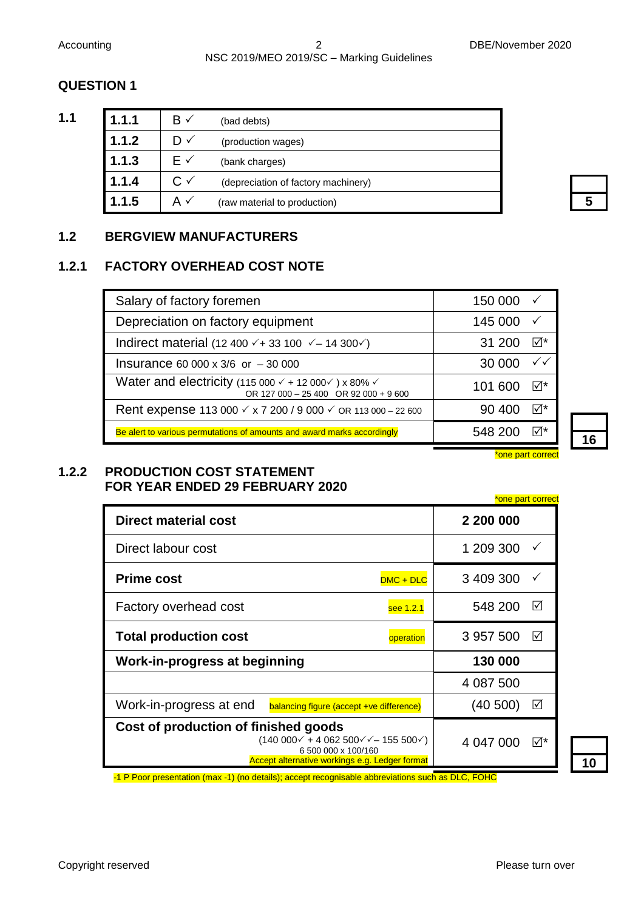## QUESTION 1

### 1.1

| | | | |
|---|---|---|---|
| 1.1.1 | B ✓ | (bad debts) | |
| 1.1.2 | D ✓ | (production wages) | |
| 1.1.3 | E ✓ | (bank charges) | |
| 1.1.4 | C ✓ | (depreciation of factory machinery) | |
| 1.1.5 | A ✓ | (raw material to production) | **5** |

### 1.2 BERGVIEW MANUFACTURERS

### 1.2.1 FACTORY OVERHEAD COST NOTE

| | | |
|---|---|---|
| Salary of factory foremen | 150 000 | ✓ |
| Depreciation on factory equipment | 145 000 | ✓ |
| Indirect material (12 400 ✓+ 33 100 ✓– 14 300✓) | 31 200 | ☑* |
| Insurance 60 000 x 3/6 or – 30 000 | 30 000 | ✓✓ |
| Water and electricity (115 000 ✓ + 12 000✓ ) x 80% ✓ OR 127 000 – 25 400 OR 92 000 + 9 600 | 101 600 | ☑* |
| Rent expense 113 000 ✓ x 7 200 / 9 000 ✓ OR 113 000 – 22 600 | 90 400 | ☑* |
| Be alert to various permutations of amounts and award marks accordingly | 548 200 | ☑* |

*one part correct

**16**

### 1.2.2 PRODUCTION COST STATEMENT FOR YEAR ENDED 29 FEBRUARY 2020

*one part correct

| | | | |
|---|---|---|---|
| **Direct material cost** | | **2 200 000** | |
| Direct labour cost | | 1 209 300 | ✓ |
| **Prime cost** | DMC + DLC | 3 409 300 | ✓ |
| Factory overhead cost | see 1.2.1 | 548 200 | ☑ |
| **Total production cost** | operation | 3 957 500 | ☑ |
| **Work-in-progress at beginning** | | **130 000** | |
| | | 4 087 500 | |
| Work-in-progress at end | balancing figure (accept +ve difference) | (40 500) | ☑ |
| **Cost of production of finished goods** (140 000✓ + 4 062 500✓✓– 155 500✓) 6 500 000 x 100/160 | Accept alternative workings e.g. Ledger format | 4 047 000 | ☑* |

-1 P Poor presentation (max -1) (no details); accept recognisable abbreviations such as DLC, FOHC

**10**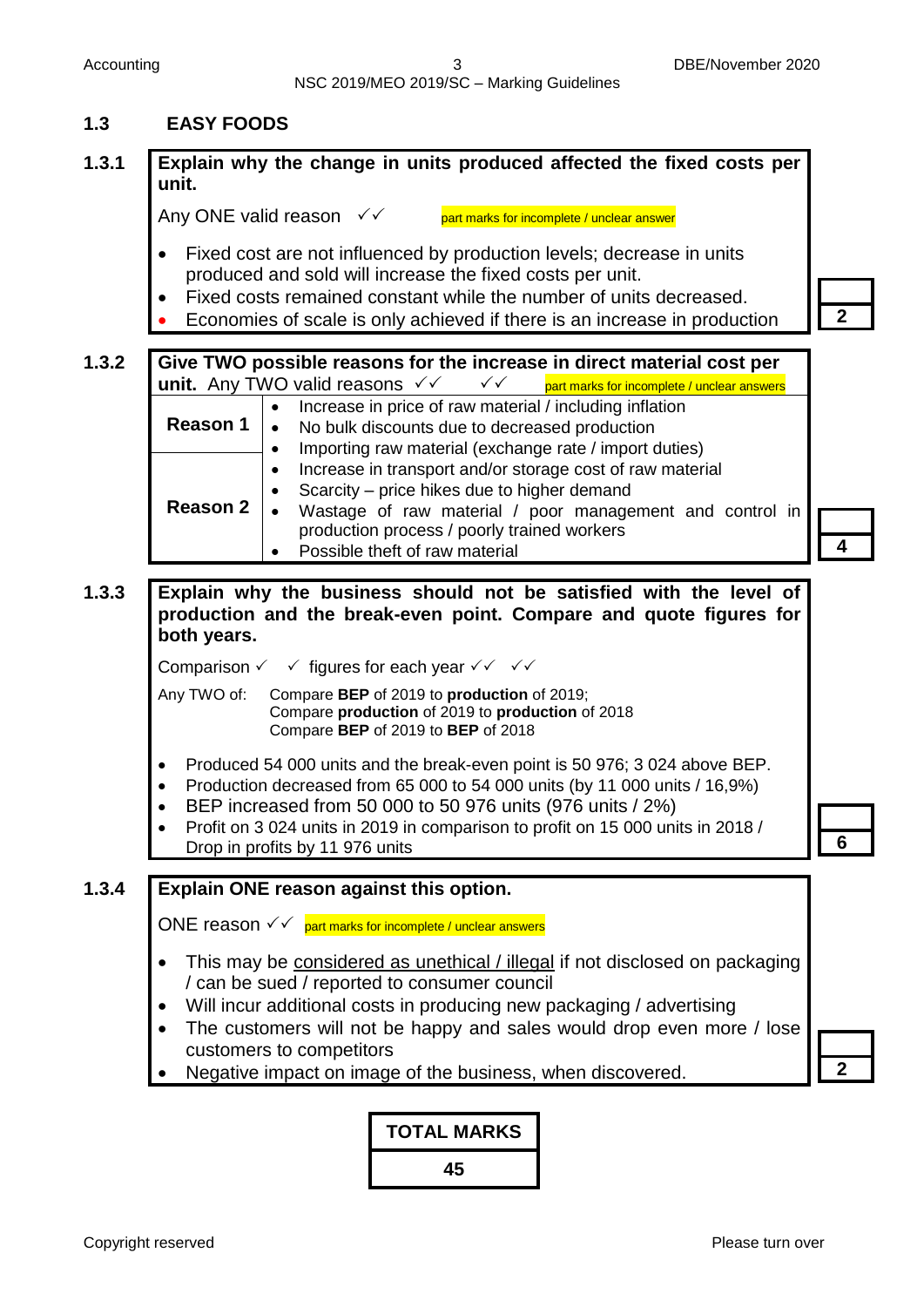## 1.3 EASY FOODS

### 1.3.1

**Explain why the change in units produced affected the fixed costs per unit.**

Any ONE valid reason ✓✓ part marks for incomplete / unclear answer

- Fixed cost are not influenced by production levels; decrease in units produced and sold will increase the fixed costs per unit.
- Fixed costs remained constant while the number of units decreased.
- Economies of scale is only achieved if there is an increase in production

**2**

### 1.3.2

**Give TWO possible reasons for the increase in direct material cost per unit.** Any TWO valid reasons ✓✓ ✓✓ part marks for incomplete / unclear answers

| | |
|---|---|
| **Reason 1** | • Increase in price of raw material / including inflation<br>• No bulk discounts due to decreased production<br>• Importing raw material (exchange rate / import duties) |
| **Reason 2** | • Increase in transport and/or storage cost of raw material<br>• Scarcity – price hikes due to higher demand<br>• Wastage of raw material / poor management and control in production process / poorly trained workers<br>• Possible theft of raw material |

**4**

### 1.3.3

**Explain why the business should not be satisfied with the level of production and the break-even point. Compare and quote figures for both years.**

Comparison ✓ ✓ figures for each year ✓✓ ✓✓

Any TWO of:
Compare **BEP** of 2019 to **production** of 2019;
Compare **production** of 2019 to **production** of 2018
Compare **BEP** of 2019 to **BEP** of 2018

- Produced 54 000 units and the break-even point is 50 976; 3 024 above BEP.
- Production decreased from 65 000 to 54 000 units (by 11 000 units / 16,9%)
- BEP increased from 50 000 to 50 976 units (976 units / 2%)
- Profit on 3 024 units in 2019 in comparison to profit on 15 000 units in 2018 / Drop in profits by 11 976 units

**6**

### 1.3.4

**Explain ONE reason against this option.**

ONE reason ✓✓ part marks for incomplete / unclear answers

- This may be considered as unethical / illegal if not disclosed on packaging / can be sued / reported to consumer council
- Will incur additional costs in producing new packaging / advertising
- The customers will not be happy and sales would drop even more / lose customers to competitors
- Negative impact on image of the business, when discovered.

**2**

| TOTAL MARKS |
|---|
| 45 |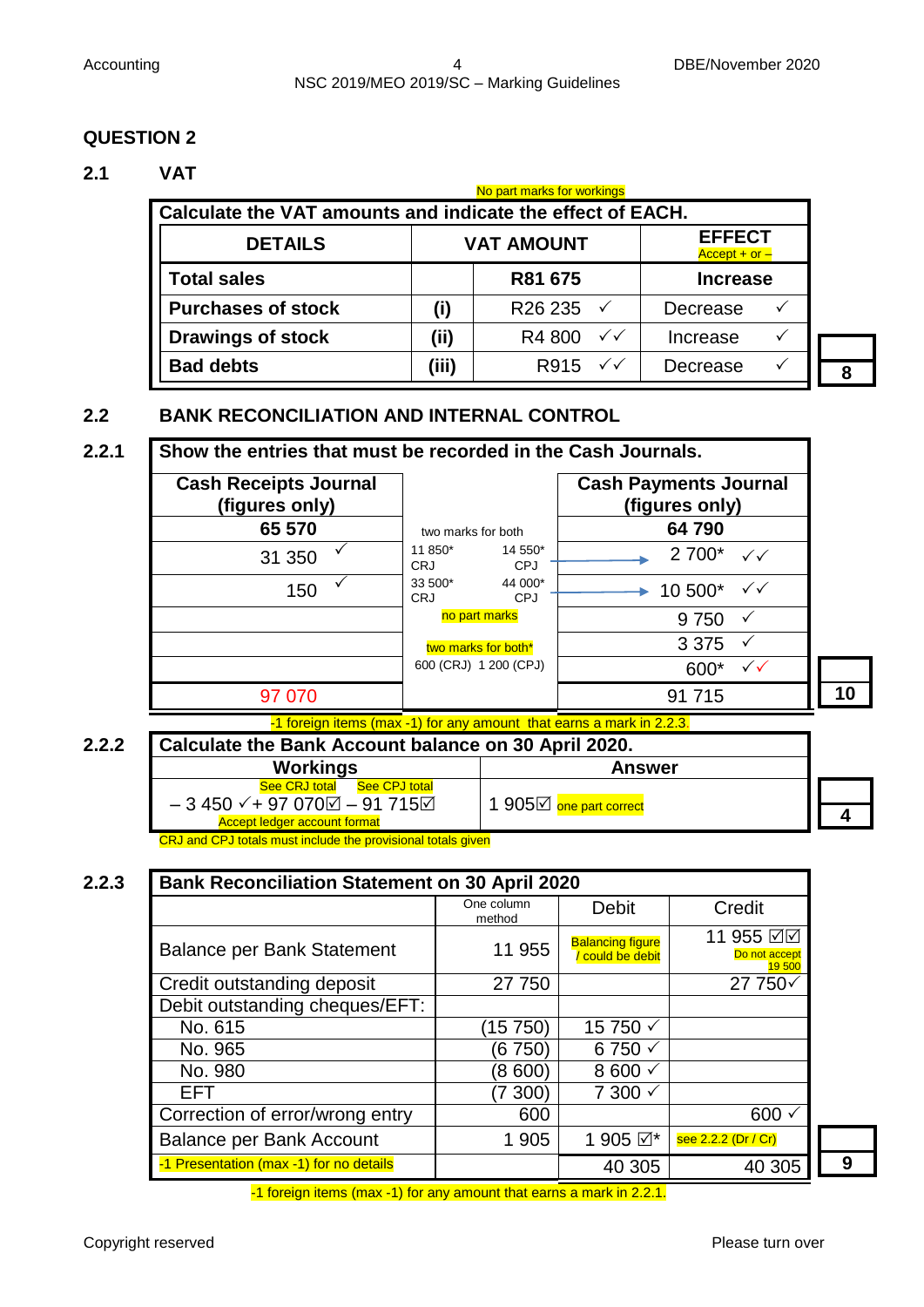## QUESTION 2

### 2.1 VAT

No part marks for workings

**Calculate the VAT amounts and indicate the effect of EACH.**

| DETAILS | | VAT AMOUNT | EFFECT (Accept + or –) |
|---|---|---|---|
| **Total sales** | | **R81 675** | **Increase** |
| **Purchases of stock** | **(i)** | R26 235 ✓ | Decrease ✓ |
| **Drawings of stock** | **(ii)** | R4 800 ✓✓ | Increase ✓ |
| **Bad debts** | **(iii)** | R915 ✓✓ | Decrease ✓ |

**8**

### 2.2 BANK RECONCILIATION AND INTERNAL CONTROL

**2.2.1 Show the entries that must be recorded in the Cash Journals.**

| Cash Receipts Journal (figures only) | | Cash Payments Journal (figures only) |
|---|---|---|
| **65 570** | two marks for both | **64 790** |
| 31 350 ✓ | 11 850* CRJ / 14 550* CPJ | 2 700* ✓✓ |
| 150 ✓ | 33 500* CRJ / 44 000* CPJ | 10 500* ✓✓ |
| | no part marks | 9 750 ✓ |
| | two marks for both* | 3 375 ✓ |
| | 600 (CRJ) 1 200 (CPJ) | 600* ✓✓ |
| 97 070 | | 91 715 |

**10**

-1 foreign items (max -1) for any amount that earns a mark in 2.2.3.

**2.2.2 Calculate the Bank Account balance on 30 April 2020.**

| Workings | Answer |
|---|---|
| See CRJ total / See CPJ total<br>– 3 450 ✓+ 97 070☑ – 91 715☑<br>Accept ledger account format | 1 905☑ one part correct |

CRJ and CPJ totals must include the provisional totals given

**4**

**2.2.3**

| Bank Reconciliation Statement on 30 April 2020 | One column method | Debit | Credit |
|---|---|---|---|
| Balance per Bank Statement | 11 955 | Balancing figure / could be debit | 11 955 ☑☑ Do not accept 19 500 |
| Credit outstanding deposit | 27 750 | | 27 750✓ |
| Debit outstanding cheques/EFT: | | | |
| No. 615 | (15 750) | 15 750 ✓ | |
| No. 965 | (6 750) | 6 750 ✓ | |
| No. 980 | (8 600) | 8 600 ✓ | |
| EFT | (7 300) | 7 300 ✓ | |
| Correction of error/wrong entry | 600 | | 600 ✓ |
| Balance per Bank Account | 1 905 | 1 905 ☑* | see 2.2.2 (Dr / Cr) |
| -1 Presentation (max -1) for no details | | 40 305 | 40 305 |

**9**

-1 foreign items (max -1) for any amount that earns a mark in 2.2.1.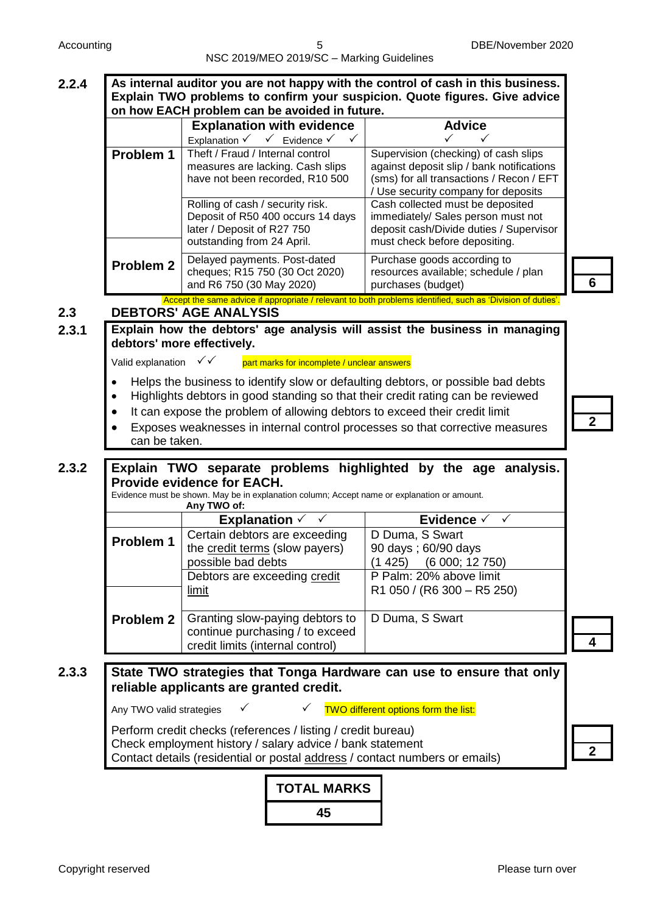**2.2.4** **As internal auditor you are not happy with the control of cash in this business. Explain TWO problems to confirm your suspicion. Quote figures. Give advice on how EACH problem can be avoided in future.**

| | Explanation with evidence<br>Explanation ✓ ✓ Evidence ✓ ✓ | Advice<br>✓ ✓ |
|---|---|---|
| **Problem 1** | Theft / Fraud / Internal control measures are lacking. Cash slips have not been recorded, R10 500 | Supervision (checking) of cash slips against deposit slip / bank notifications (sms) for all transactions / Recon / EFT / Use security company for deposits |
| | Rolling of cash / security risk. Deposit of R50 400 occurs 14 days later / Deposit of R27 750 outstanding from 24 April. | Cash collected must be deposited immediately/ Sales person must not deposit cash/Divide duties / Supervisor must check before depositing. |
| **Problem 2** | Delayed payments. Post-dated cheques; R15 750 (30 Oct 2020) and R6 750 (30 May 2020) | Purchase goods according to resources available; schedule / plan purchases (budget) |

Accept the same advice if appropriate / relevant to both problems identified, such as 'Division of duties'.

**6**

## 2.3 DEBTORS' AGE ANALYSIS

**2.3.1** **Explain how the debtors' age analysis will assist the business in managing debtors' more effectively.**

Valid explanation ✓✓ part marks for incomplete / unclear answers

- Helps the business to identify slow or defaulting debtors, or possible bad debts
- Highlights debtors in good standing so that their credit rating can be reviewed
- It can expose the problem of allowing debtors to exceed their credit limit
- Exposes weaknesses in internal control processes so that corrective measures can be taken.

**2**

**2.3.2** **Explain TWO separate problems highlighted by the age analysis. Provide evidence for EACH.**

Evidence must be shown. May be in explanation column; Accept name or explanation or amount.

**Any TWO of:**

| | Explanation ✓ ✓ | Evidence ✓ ✓ |
|---|---|---|
| **Problem 1** | Certain debtors are exceeding the credit terms (slow payers) possible bad debts | D Duma, S Swart<br>90 days ; 60/90 days<br>(1 425) (6 000; 12 750) |
| | Debtors are exceeding credit limit | P Palm: 20% above limit<br>R1 050 / (R6 300 – R5 250) |
| **Problem 2** | Granting slow-paying debtors to continue purchasing / to exceed credit limits (internal control) | D Duma, S Swart |

**4**

**2.3.3** **State TWO strategies that Tonga Hardware can use to ensure that only reliable applicants are granted credit.**

Any TWO valid strategies ✓ ✓ TWO different options form the list:

Perform credit checks (references / listing / credit bureau)
Check employment history / salary advice / bank statement
Contact details (residential or postal address / contact numbers or emails)

**2**

| TOTAL MARKS |
|---|
| 45 |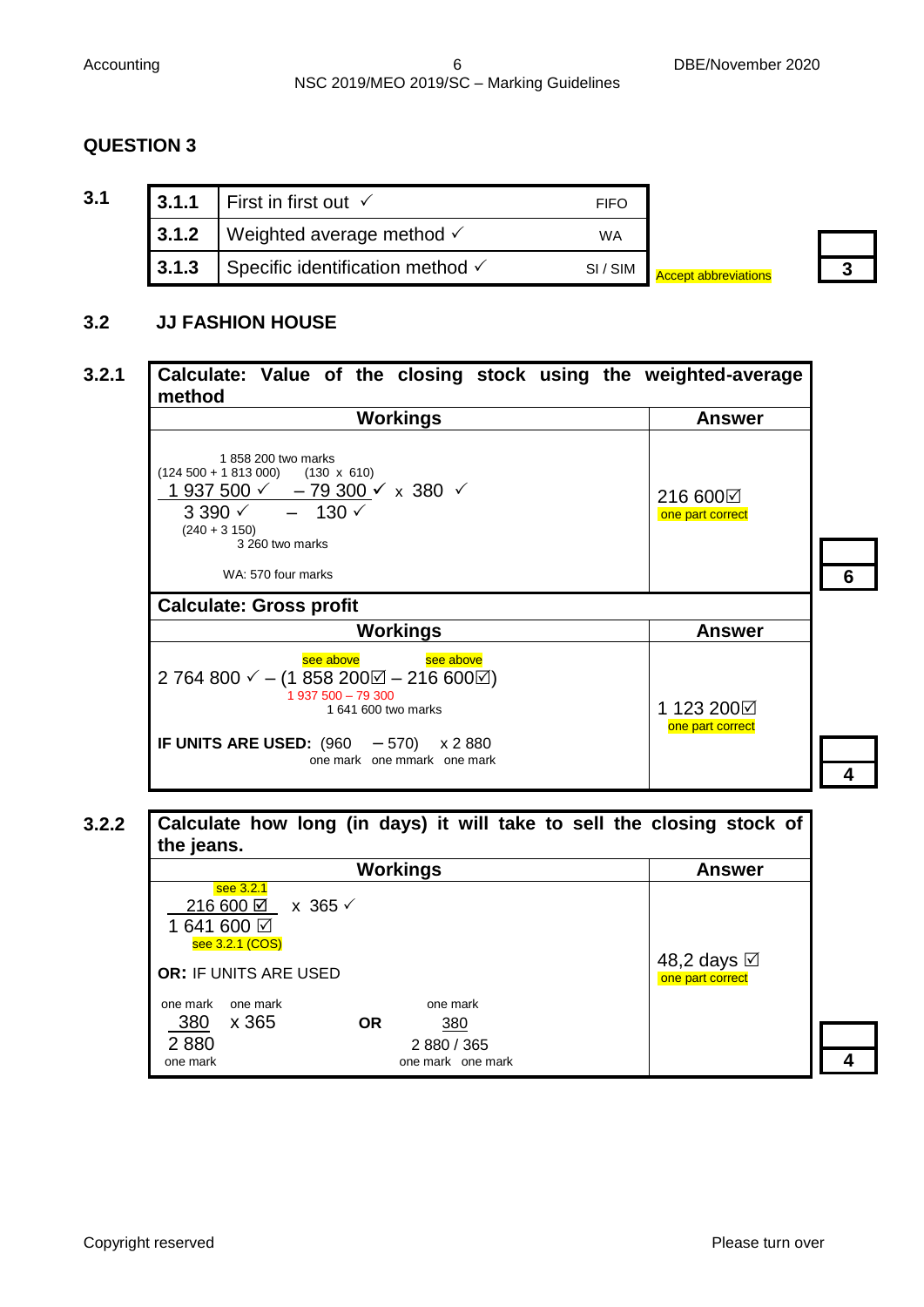## QUESTION 3

### 3.1

| | | | |
|---|---|---|---|
| 3.1.1 | First in first out ✓ | FIFO | |
| 3.1.2 | Weighted average method ✓ | WA | |
| 3.1.3 | Specific identification method ✓ | SI / SIM | Accept abbreviations |

**3**

### 3.2 JJ FASHION HOUSE

#### 3.2.1

**Calculate: Value of the closing stock using the weighted-average method**

| Workings | Answer |
|---|---|
| 1 858 200 two marks<br>(124 500 + 1 813 000) (130 x 610)<br>1 937 500 ✓ – 79 300 ✓ x 380 ✓<br>3 390 ✓ – 130 ✓<br>(240 + 3 150)<br>3 260 two marks<br><br>WA: 570 four marks | 216 600☑<br>one part correct |

**6**

**Calculate: Gross profit**

| Workings | Answer |
|---|---|
| see above see above<br>2 764 800 ✓ – (1 858 200☑ – 216 600☑)<br>1 937 500 – 79 300<br>1 641 600 two marks<br><br>**IF UNITS ARE USED:** (960 – 570) x 2 880<br>one mark one mmark one mark | 1 123 200☑<br>one part correct |

**4**

#### 3.2.2

**Calculate how long (in days) it will take to sell the closing stock of the jeans.**

| Workings | Answer |
|---|---|
| see 3.2.1<br>216 600 ☑ x 365 ✓<br>1 641 600 ☑<br>see 3.2.1 (COS)<br><br>**OR:** IF UNITS ARE USED<br><br>one mark one mark<br>380 x 365<br>2 880<br>one mark<br><br>**OR**<br><br>one mark<br>380<br>2 880 / 365<br>one mark one mark | 48,2 days ☑<br>one part correct |

**4**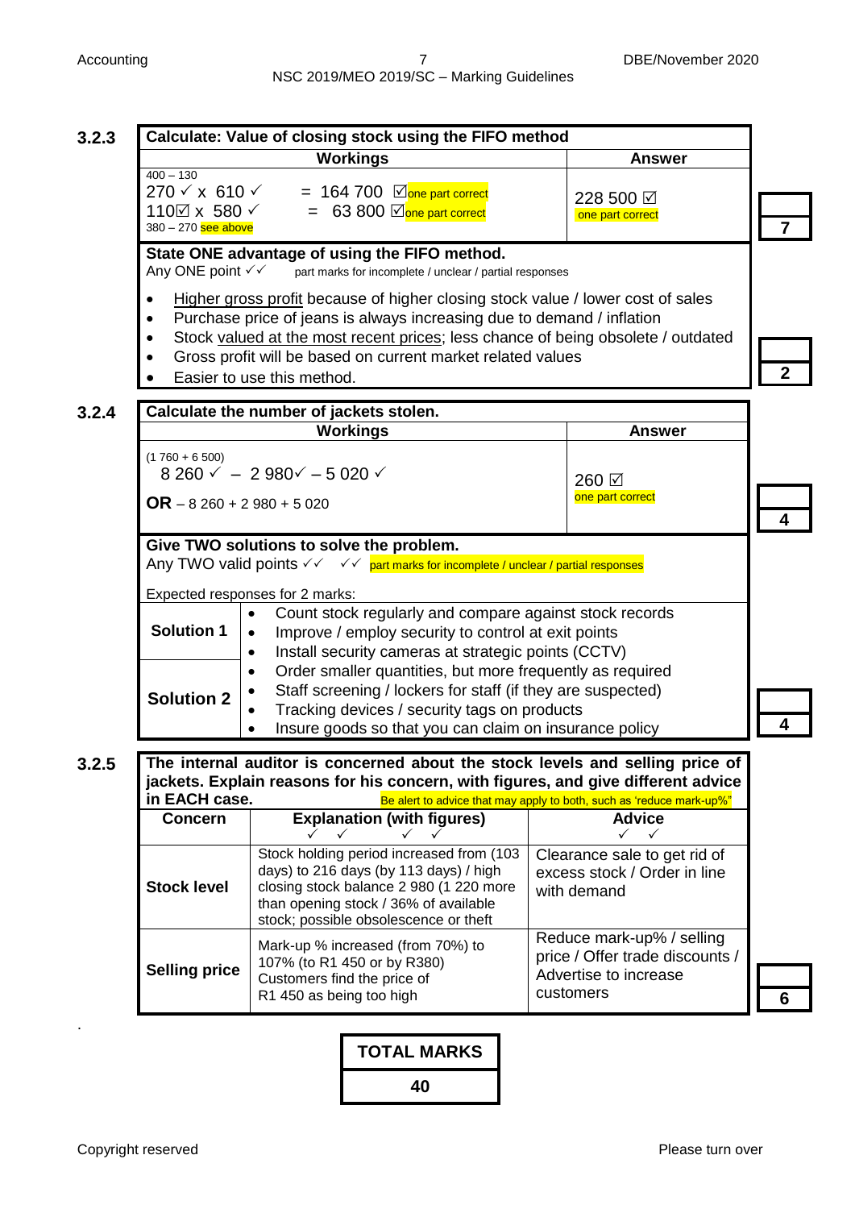### 3.2.3

| Calculate: Value of closing stock using the FIFO method | |
|---|---|
| **Workings** | **Answer** |
| 400 – 130<br>270 ✓ x 610 ✓ = 164 700 ☑ one part correct<br>110☑ x 580 ✓ = 63 800 ☑ one part correct<br>380 – 270 see above | 228 500 ☑<br>one part correct |

**7**

**State ONE advantage of using the FIFO method.**

Any ONE point ✓✓ part marks for incomplete / unclear / partial responses

- Higher gross profit because of higher closing stock value / lower cost of sales
- Purchase price of jeans is always increasing due to demand / inflation
- Stock valued at the most recent prices; less chance of being obsolete / outdated
- Gross profit will be based on current market related values
- Easier to use this method.

**2**

### 3.2.4

| Calculate the number of jackets stolen. | |
|---|---|
| **Workings** | **Answer** |
| (1 760 + 6 500)<br>8 260 ✓ – 2 980✓ – 5 020 ✓<br>**OR** – 8 260 + 2 980 + 5 020 | 260 ☑<br>one part correct |

**4**

**Give TWO solutions to solve the problem.**

Any TWO valid points ✓✓ ✓✓ part marks for incomplete / unclear / partial responses

Expected responses for 2 marks:

| | |
|---|---|
| **Solution 1** | • Count stock regularly and compare against stock records<br>• Improve / employ security to control at exit points<br>• Install security cameras at strategic points (CCTV) |
| **Solution 2** | • Order smaller quantities, but more frequently as required<br>• Staff screening / lockers for staff (if they are suspected)<br>• Tracking devices / security tags on products<br>• Insure goods so that you can claim on insurance policy |

**4**

### 3.2.5

**The internal auditor is concerned about the stock levels and selling price of jackets. Explain reasons for his concern, with figures, and give different advice in EACH case.** Be alert to advice that may apply to both, such as 'reduce mark-up%'

| Concern | Explanation (with figures)<br>✓ ✓ ✓ ✓ | Advice<br>✓ ✓ |
|---|---|---|
| **Stock level** | Stock holding period increased from (103 days) to 216 days (by 113 days) / high closing stock balance 2 980 (1 220 more than opening stock / 36% of available stock; possible obsolescence or theft | Clearance sale to get rid of excess stock / Order in line with demand |
| **Selling price** | Mark-up % increased (from 70%) to 107% (to R1 450 or by R380)<br>Customers find the price of R1 450 as being too high | Reduce mark-up% / selling price / Offer trade discounts / Advertise to increase customers |

**6**

| TOTAL MARKS |
|---|
| 40 |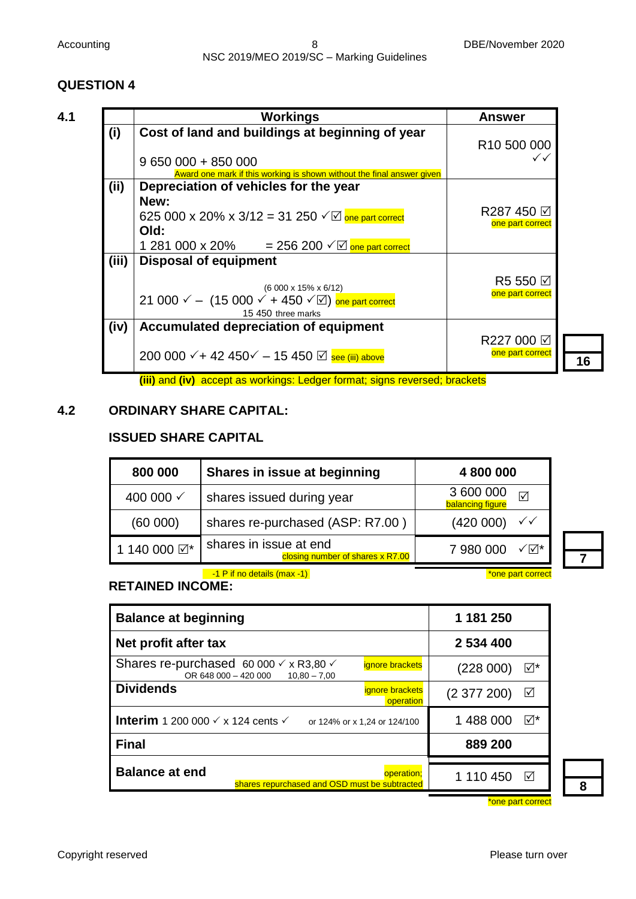## QUESTION 4

### 4.1

| | Workings | Answer |
|---|---|---|
| (i) | **Cost of land and buildings at beginning of year**<br><br>9 650 000 + 850 000<br>Award one mark if this working is shown without the final answer given | R10 500 000 ✓✓ |
| (ii) | **Depreciation of vehicles for the year**<br>**New:**<br>625 000 x 20% x 3/12 = 31 250 ✓☑ one part correct<br>**Old:**<br>1 281 000 x 20% = 256 200 ✓☑ one part correct | R287 450 ☑<br>one part correct |
| (iii) | **Disposal of equipment**<br><br>(6 000 x 15% x 6/12)<br>21 000 ✓ – (15 000 ✓ + 450 ✓☑) one part correct<br>15 450 three marks | R5 550 ☑<br>one part correct |
| (iv) | **Accumulated depreciation of equipment**<br><br>200 000 ✓+ 42 450✓ – 15 450 ☑ see (iii) above | R227 000 ☑<br>one part correct |

**(iii)** and **(iv)** accept as workings: Ledger format; signs reversed; brackets

**16**

### 4.2 ORDINARY SHARE CAPITAL:

**ISSUED SHARE CAPITAL**

| 800 000 | Shares in issue at beginning | 4 800 000 |
|---|---|---|
| 400 000 ✓ | shares issued during year | 3 600 000 ☑<br>balancing figure |
| (60 000) | shares re-purchased (ASP: R7.00 ) | (420 000) ✓✓ |
| 1 140 000 ☑* | shares in issue at end<br>closing number of shares x R7.00 | 7 980 000 ✓☑* |

-1 P if no details (max -1)

*one part correct

**7**

**RETAINED INCOME:**

| | |
|---|---|
| **Balance at beginning** | **1 181 250** |
| **Net profit after tax** | **2 534 400** |
| Shares re-purchased 60 000 ✓ x R3,80 ✓ (OR 648 000 – 420 000; 10,80 – 7,00) ignore brackets | (228 000) ☑* |
| **Dividends** ignore brackets operation | (2 377 200) ☑ |
| **Interim** 1 200 000 ✓ x 124 cents ✓ or 124% or x 1,24 or 124/100 | 1 488 000 ☑* |
| **Final** | **889 200** |
| **Balance at end** operation; shares repurchased and OSD must be subtracted | 1 110 450 ☑ |

*one part correct

**8**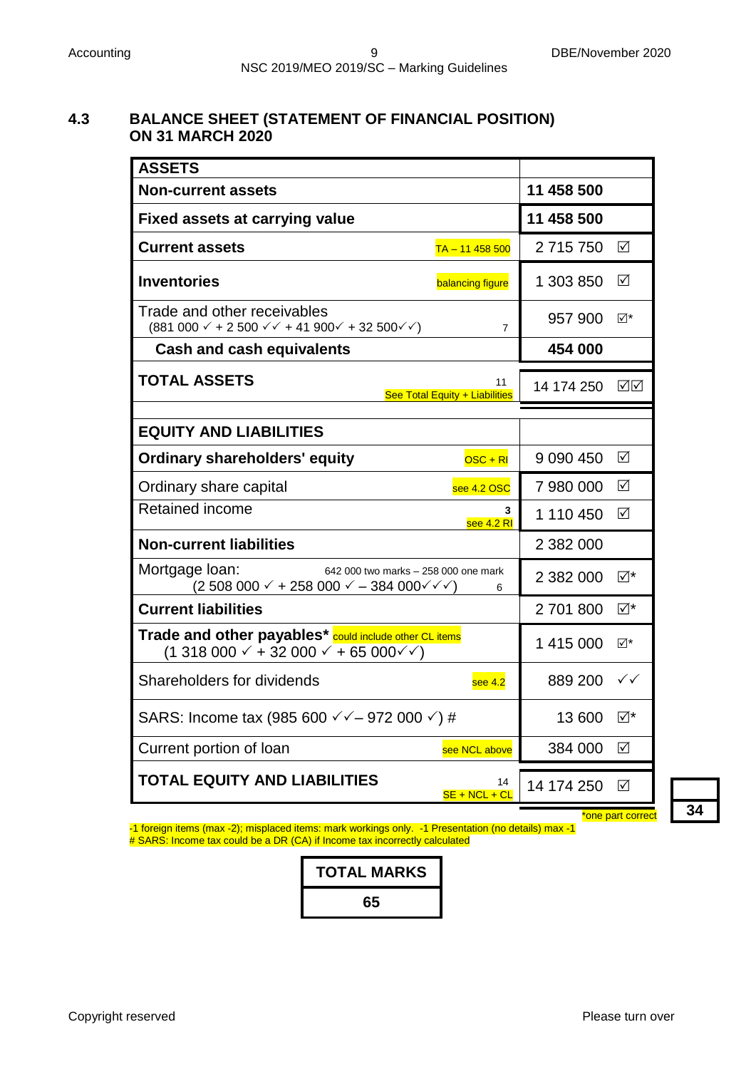## 4.3 BALANCE SHEET (STATEMENT OF FINANCIAL POSITION) ON 31 MARCH 2020

| **ASSETS** | | |
|---|---|---|
| **Non-current assets** | **11 458 500** | |
| **Fixed assets at carrying value** | **11 458 500** | |
| **Current assets** TA – 11 458 500 | 2 715 750 | ☑ |
| **Inventories** balancing figure | 1 303 850 | ☑ |
| Trade and other receivables (881 000 ✓ + 2 500 ✓✓ + 41 900✓ + 32 500✓✓) 7 | 957 900 | ☑* |
| **Cash and cash equivalents** | **454 000** | |
| **TOTAL ASSETS** 11 See Total Equity + Liabilities | 14 174 250 | ☑☑ |
| | | |
| **EQUITY AND LIABILITIES** | | |
| **Ordinary shareholders' equity** OSC + RI | 9 090 450 | ☑ |
| Ordinary share capital see 4.2 OSC | 7 980 000 | ☑ |
| Retained income 3 see 4.2 RI | 1 110 450 | ☑ |
| **Non-current liabilities** | 2 382 000 | |
| Mortgage loan: 642 000 two marks – 258 000 one mark (2 508 000 ✓ + 258 000 ✓ – 384 000✓✓✓) 6 | 2 382 000 | ☑* |
| **Current liabilities** | 2 701 800 | ☑* |
| **Trade and other payables*** could include other CL items (1 318 000 ✓ + 32 000 ✓ + 65 000✓✓) | 1 415 000 | ☑* |
| Shareholders for dividends see 4.2 | 889 200 | ✓✓ |
| SARS: Income tax (985 600 ✓✓– 972 000 ✓) # | 13 600 | ☑* |
| Current portion of loan see NCL above | 384 000 | ☑ |
| **TOTAL EQUITY AND LIABILITIES** 14 SE + NCL + CL | 14 174 250 | ☑ |

*one part correct

-1 foreign items (max -2); misplaced items: mark workings only. -1 Presentation (no details) max -1
# SARS: Income tax could be a DR (CA) if Income tax incorrectly calculated

**34**

| TOTAL MARKS |
|---|
| **65** |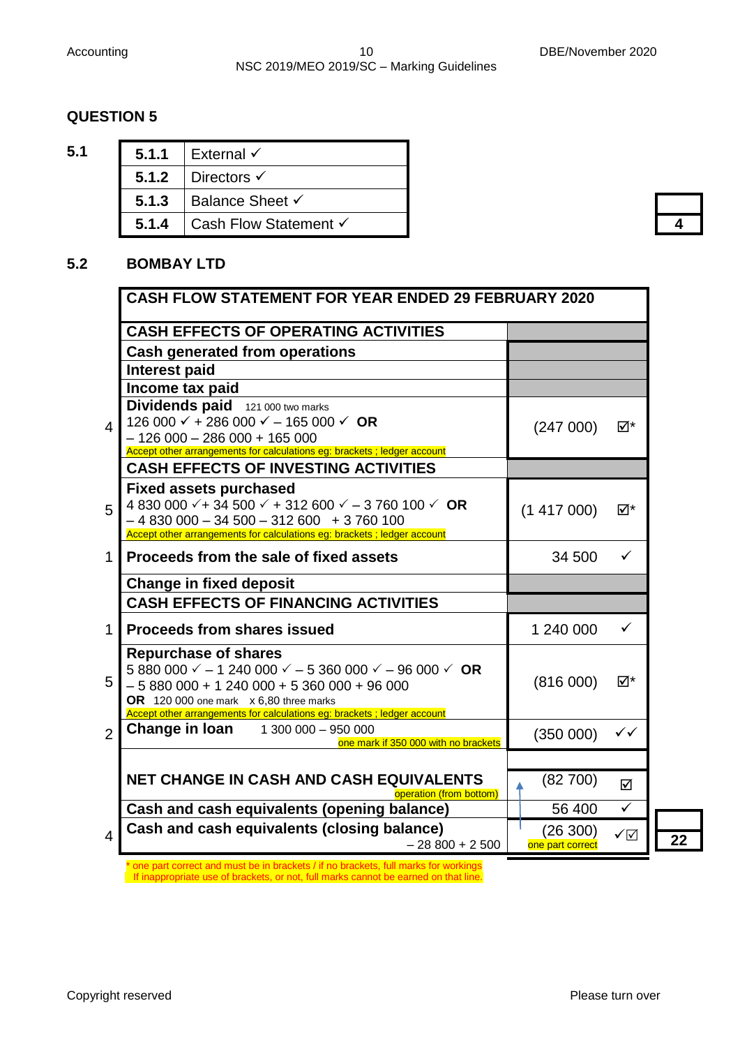## QUESTION 5

**5.1**

| | |
|---|---|
| **5.1.1** | External ✓ |
| **5.1.2** | Directors ✓ |
| **5.1.3** | Balance Sheet ✓ |
| **5.1.4** | Cash Flow Statement ✓ |

**4**

**5.2 BOMBAY LTD**

| | CASH FLOW STATEMENT FOR YEAR ENDED 29 FEBRUARY 2020 | | |
|---|---|---|---|
| | **CASH EFFECTS OF OPERATING ACTIVITIES** | | |
| | **Cash generated from operations** | | |
| | **Interest paid** | | |
| | **Income tax paid** | | |
| 4 | **Dividends paid** 121 000 two marks<br>126 000 ✓ + 286 000 ✓ – 165 000 ✓ **OR**<br>– 126 000 – 286 000 + 165 000<br>Accept other arrangements for calculations eg: brackets ; ledger account | (247 000) | ☑* |
| | **CASH EFFECTS OF INVESTING ACTIVITIES** | | |
| 5 | **Fixed assets purchased**<br>4 830 000 ✓ + 34 500 ✓ + 312 600 ✓ – 3 760 100 ✓ **OR**<br>– 4 830 000 – 34 500 – 312 600 + 3 760 100<br>Accept other arrangements for calculations eg: brackets ; ledger account | (1 417 000) | ☑* |
| 1 | **Proceeds from the sale of fixed assets** | 34 500 | ✓ |
| | **Change in fixed deposit** | | |
| | **CASH EFFECTS OF FINANCING ACTIVITIES** | | |
| 1 | **Proceeds from shares issued** | 1 240 000 | ✓ |
| 5 | **Repurchase of shares**<br>5 880 000 ✓ – 1 240 000 ✓ – 5 360 000 ✓ – 96 000 ✓ **OR**<br>– 5 880 000 + 1 240 000 + 5 360 000 + 96 000<br>**OR** 120 000 one mark x 6,80 three marks<br>Accept other arrangements for calculations eg: brackets ; ledger account | (816 000) | ☑* |
| 2 | **Change in loan** 1 300 000 – 950 000<br>one mark if 350 000 with no brackets | (350 000) | ✓✓ |
| | | | |
| | **NET CHANGE IN CASH AND CASH EQUIVALENTS**<br>operation (from bottom) | (82 700) | ☑ |
| | **Cash and cash equivalents (opening balance)** | 56 400 | ✓ |
| 4 | **Cash and cash equivalents (closing balance)**<br>– 28 800 + 2 500 | (26 300)<br>one part correct | ✓☑ |

**22**

\* one part correct and must be in brackets / if no brackets, full marks for workings
If inappropriate use of brackets, or not, full marks cannot be earned on that line.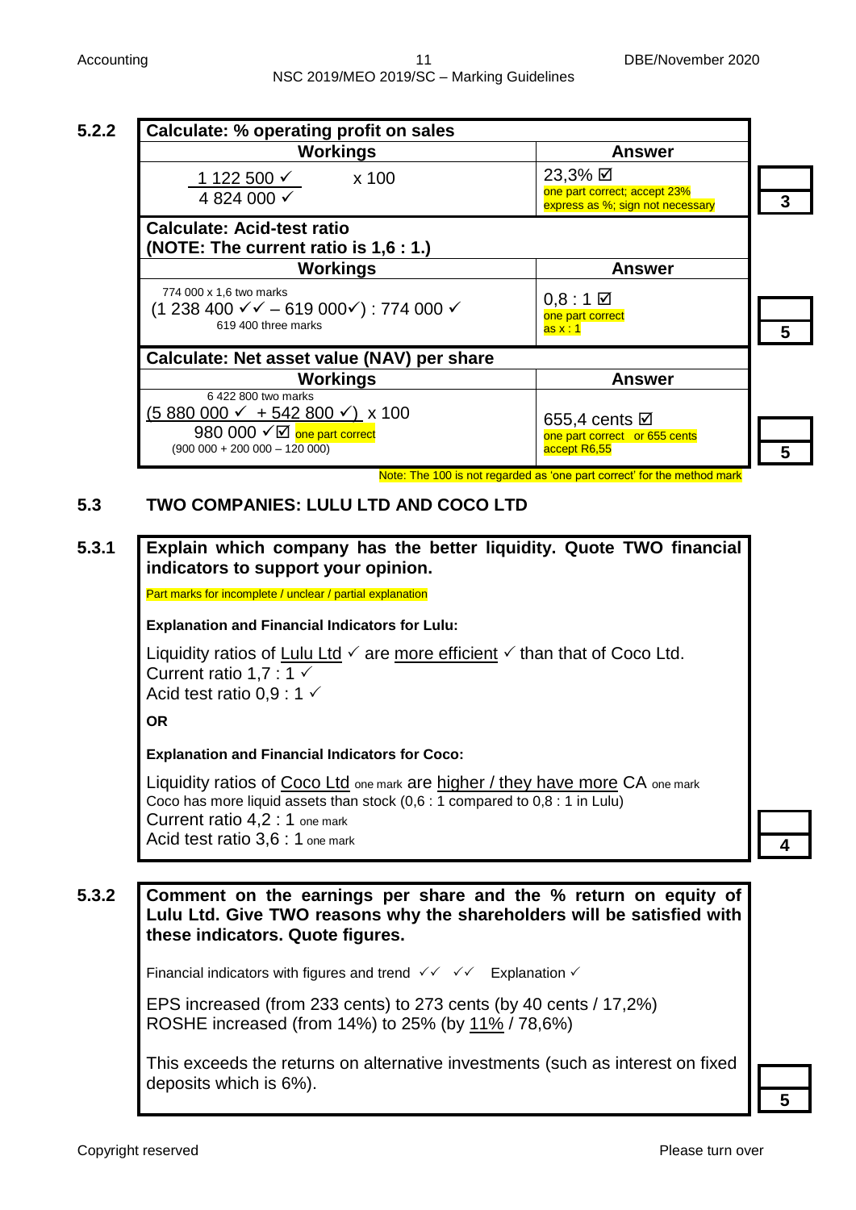**5.2.2**

| Calculate: % operating profit on sales | | |
|---|---|---|
| **Workings** | **Answer** | |
| $\frac{1\ 122\ 500 ✓}{4\ 824\ 000 ✓}$ x 100 | 23,3% ☑ one part correct; accept 23% express as %; sign not necessary | 3 |
| **Calculate: Acid-test ratio (NOTE: The current ratio is 1,6 : 1.)** | | |
| **Workings** | **Answer** | |
| 774 000 x 1,6 two marks (1 238 400 ✓✓ – 619 000✓) : 774 000 ✓ 619 400 three marks | 0,8 : 1 ☑ one part correct as x : 1 | 5 |
| **Calculate: Net asset value (NAV) per share** | | |
| **Workings** | **Answer** | |
| 6 422 800 two marks $\frac{(5\ 880\ 000 ✓ + 542\ 800 ✓)}{980\ 000 ✓☑}$ x 100 one part correct (900 000 + 200 000 – 120 000) | 655,4 cents ☑ one part correct or 655 cents accept R6,55 | 5 |

Note: The 100 is not regarded as 'one part correct' for the method mark

## 5.3 TWO COMPANIES: LULU LTD AND COCO LTD

**5.3.1 Explain which company has the better liquidity. Quote TWO financial indicators to support your opinion.**

Part marks for incomplete / unclear / partial explanation

**Explanation and Financial Indicators for Lulu:**

Liquidity ratios of Lulu Ltd ✓ are more efficient ✓ than that of Coco Ltd.
Current ratio 1,7 : 1 ✓
Acid test ratio 0,9 : 1 ✓

**OR**

**Explanation and Financial Indicators for Coco:**

Liquidity ratios of Coco Ltd one mark are higher / they have more CA one mark
Coco has more liquid assets than stock (0,6 : 1 compared to 0,8 : 1 in Lulu)
Current ratio 4,2 : 1 one mark
Acid test ratio 3,6 : 1 one mark

**4**

**5.3.2 Comment on the earnings per share and the % return on equity of Lulu Ltd. Give TWO reasons why the shareholders will be satisfied with these indicators. Quote figures.**

Financial indicators with figures and trend ✓✓ ✓✓ Explanation ✓

EPS increased (from 233 cents) to 273 cents (by 40 cents / 17,2%)
ROSHE increased (from 14%) to 25% (by 11% / 78,6%)

This exceeds the returns on alternative investments (such as interest on fixed deposits which is 6%).

**5**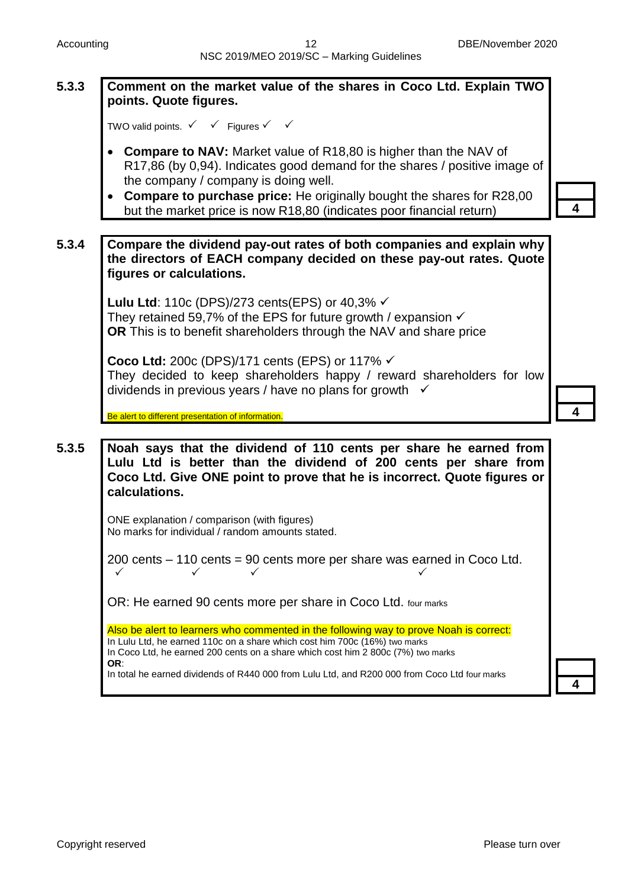## 5.3.3

**Comment on the market value of the shares in Coco Ltd. Explain TWO points. Quote figures.**

TWO valid points. ✓ ✓ Figures ✓ ✓

- **Compare to NAV:** Market value of R18,80 is higher than the NAV of R17,86 (by 0,94). Indicates good demand for the shares / positive image of the company / company is doing well.
- **Compare to purchase price:** He originally bought the shares for R28,00 but the market price is now R18,80 (indicates poor financial return)

**4**

## 5.3.4

**Compare the dividend pay-out rates of both companies and explain why the directors of EACH company decided on these pay-out rates. Quote figures or calculations.**

**Lulu Ltd**: 110c (DPS)/273 cents(EPS) or 40,3% ✓
They retained 59,7% of the EPS for future growth / expansion ✓
**OR** This is to benefit shareholders through the NAV and share price

**Coco Ltd:** 200c (DPS)/171 cents (EPS) or 117% ✓
They decided to keep shareholders happy / reward shareholders for low dividends in previous years / have no plans for growth ✓

Be alert to different presentation of information.

**4**

## 5.3.5

**Noah says that the dividend of 110 cents per share he earned from Lulu Ltd is better than the dividend of 200 cents per share from Coco Ltd. Give ONE point to prove that he is incorrect. Quote figures or calculations.**

ONE explanation / comparison (with figures)
No marks for individual / random amounts stated.

200 cents ✓ – 110 cents ✓ = 90 cents ✓ more per share was earned in Coco Ltd. ✓

OR: He earned 90 cents more per share in Coco Ltd. four marks

Also be alert to learners who commented in the following way to prove Noah is correct:
In Lulu Ltd, he earned 110c on a share which cost him 700c (16%) two marks
In Coco Ltd, he earned 200 cents on a share which cost him 2 800c (7%) two marks
**OR**:
In total he earned dividends of R440 000 from Lulu Ltd, and R200 000 from Coco Ltd four marks

**4**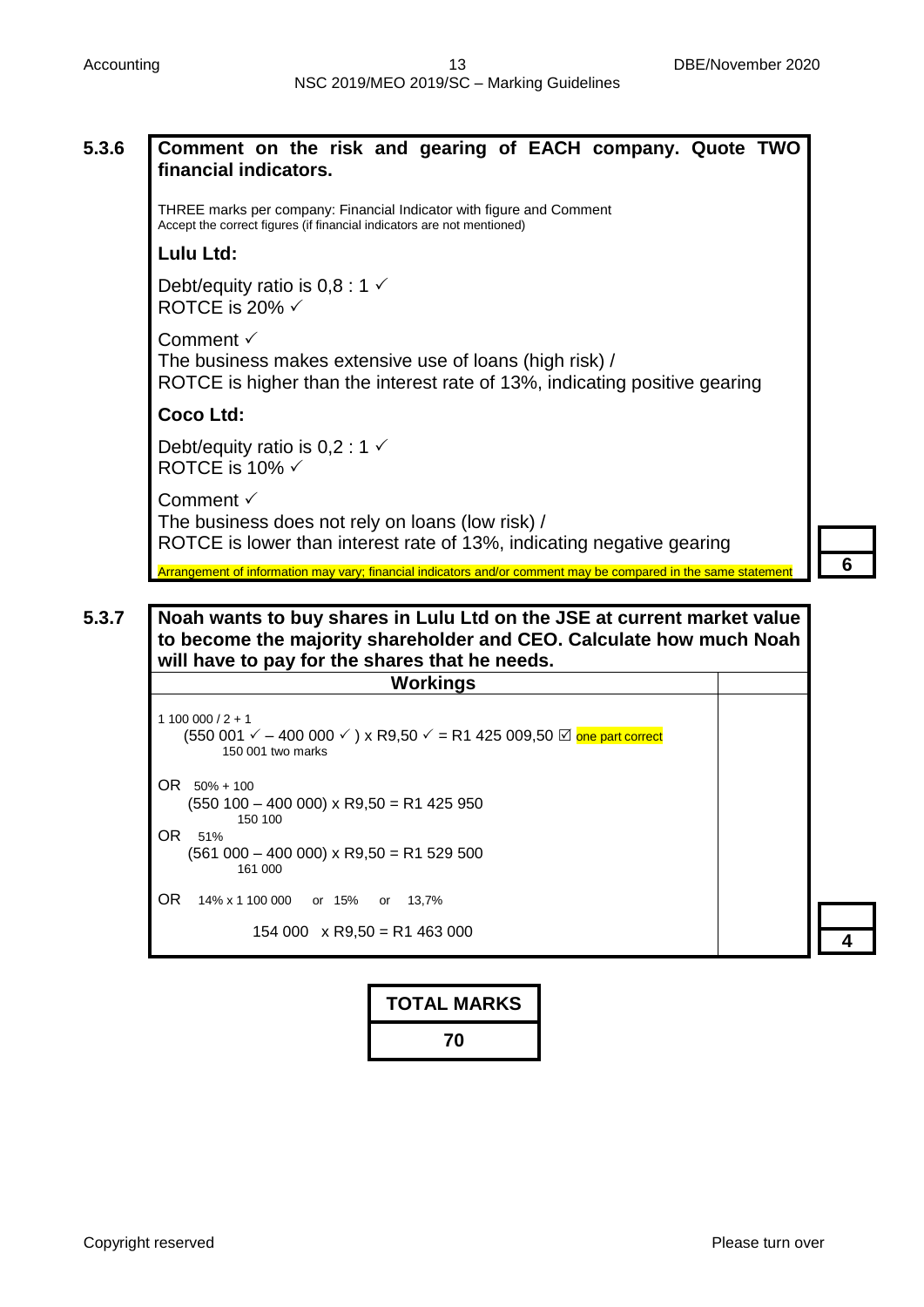### 5.3.6 Comment on the risk and gearing of EACH company. Quote TWO financial indicators.

THREE marks per company: Financial Indicator with figure and Comment
Accept the correct figures (if financial indicators are not mentioned)

**Lulu Ltd:**

Debt/equity ratio is 0,8 : 1 ✓
ROTCE is 20% ✓

Comment ✓
The business makes extensive use of loans (high risk) /
ROTCE is higher than the interest rate of 13%, indicating positive gearing

**Coco Ltd:**

Debt/equity ratio is 0,2 : 1 ✓
ROTCE is 10% ✓

Comment ✓
The business does not rely on loans (low risk) /
ROTCE is lower than interest rate of 13%, indicating negative gearing

Arrangement of information may vary; financial indicators and/or comment may be compared in the same statement

**6**

### 5.3.7 Noah wants to buy shares in Lulu Ltd on the JSE at current market value to become the majority shareholder and CEO. Calculate how much Noah will have to pay for the shares that he needs.

| Workings | |
|---|---|
| 1 100 000 / 2 + 1<br>(550 001 ✓ – 400 000 ✓ ) x R9,50 ✓ = R1 425 009,50 ☑ one part correct<br>150 001 two marks<br><br>OR 50% + 100<br>(550 100 – 400 000) x R9,50 = R1 425 950<br>150 100<br><br>OR 51%<br>(561 000 – 400 000) x R9,50 = R1 529 500<br>161 000<br><br>OR 14% x 1 100 000 or 15% or 13,7%<br>154 000 x R9,50 = R1 463 000 | |

**4**

| TOTAL MARKS |
|---|
| 70 |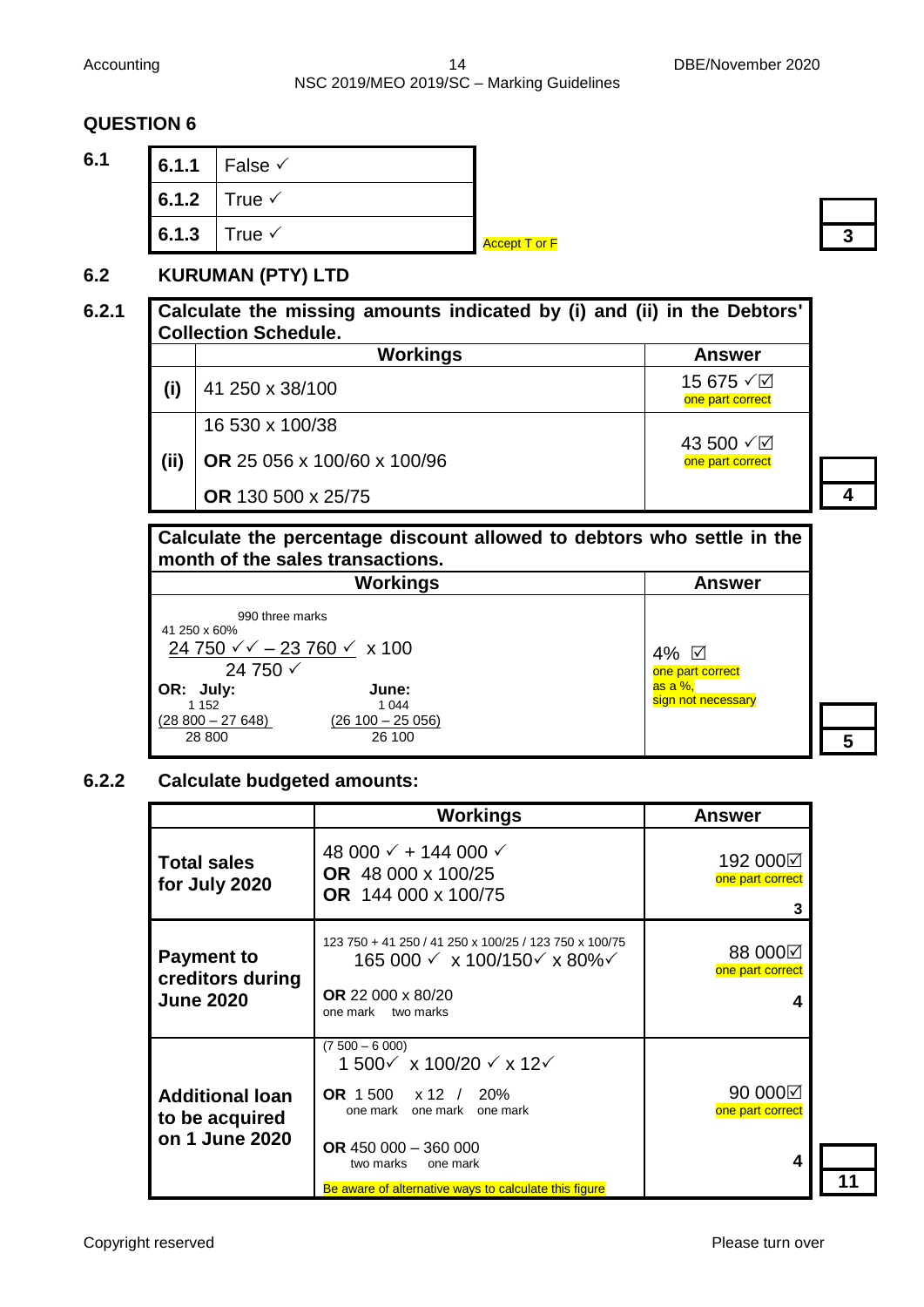## QUESTION 6

**6.1**

| | |
|---|---|
| **6.1.1** | False ✓ |
| **6.1.2** | True ✓ |
| **6.1.3** | True ✓ |

Accept T or F

**3**

## 6.2 KURUMAN (PTY) LTD

**6.2.1**

| **Calculate the missing amounts indicated by (i) and (ii) in the Debtors' Collection Schedule.** | | |
|---|---|---|
| | **Workings** | **Answer** |
| **(i)** | 41 250 x 38/100 | 15 675 ✓☑ one part correct |
| **(ii)** | 16 530 x 100/38<br>**OR** 25 056 x 100/60 x 100/96<br>**OR** 130 500 x 25/75 | 43 500 ✓☑ one part correct |

**4**

| **Calculate the percentage discount allowed to debtors who settle in the month of the sales transactions.** | |
|---|---|
| **Workings** | **Answer** |
| 990 three marks<br>41 250 x 60%<br>24 750 ✓✓ – 23 760 ✓ x 100<br>24 750 ✓<br>**OR: July:** 1 152 (28 800 – 27 648) / 28 800<br>**June:** 1 044 (26 100 – 25 056) / 26 100 | 4% ☑<br>one part correct<br>as a %, sign not necessary |

**5**

**6.2.2 Calculate budgeted amounts:**

| | **Workings** | **Answer** |
|---|---|---|
| **Total sales for July 2020** | 48 000 ✓ + 144 000 ✓<br>**OR** 48 000 x 100/25<br>**OR** 144 000 x 100/75 | 192 000☑<br>one part correct<br>3 |
| **Payment to creditors during June 2020** | 123 750 + 41 250 / 41 250 x 100/25 / 123 750 x 100/75<br>165 000 ✓ x 100/150✓ x 80%✓<br>**OR** 22 000 x 80/20<br>one mark two marks | 88 000☑<br>one part correct<br>4 |
| **Additional loan to be acquired on 1 June 2020** | (7 500 – 6 000)<br>1 500✓ x 100/20 ✓ x 12✓<br>**OR** 1 500 x 12 / 20%<br>one mark one mark one mark<br>**OR** 450 000 – 360 000<br>two marks one mark<br>Be aware of alternative ways to calculate this figure | 90 000☑<br>one part correct<br>4 |

**11**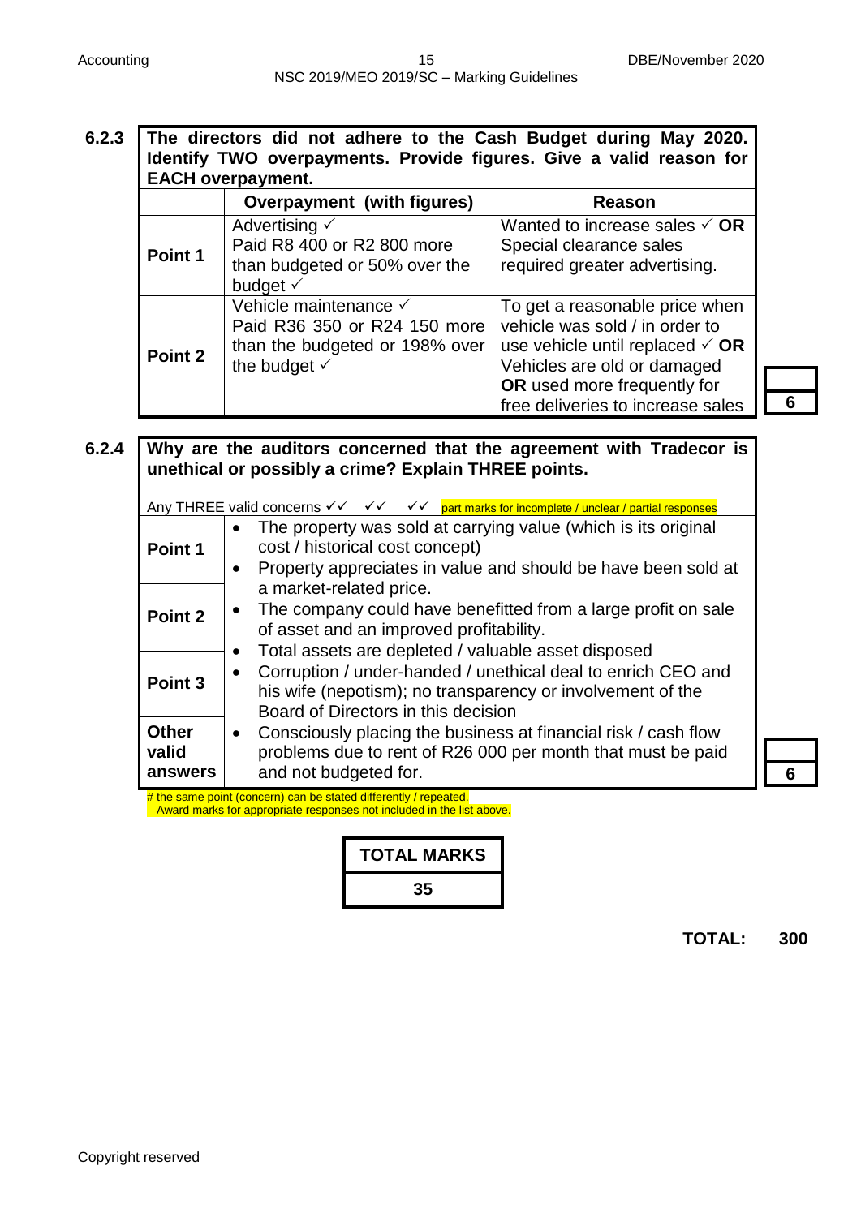**6.2.3** **The directors did not adhere to the Cash Budget during May 2020. Identify TWO overpayments. Provide figures. Give a valid reason for EACH overpayment.**

| | Overpayment (with figures) | Reason |
|---|---|---|
| **Point 1** | Advertising ✓ Paid R8 400 or R2 800 more than budgeted or 50% over the budget ✓ | Wanted to increase sales ✓ **OR** Special clearance sales required greater advertising. |
| **Point 2** | Vehicle maintenance ✓ Paid R36 350 or R24 150 more than the budgeted or 198% over the budget ✓ | To get a reasonable price when vehicle was sold / in order to use vehicle until replaced ✓ **OR** Vehicles are old or damaged **OR** used more frequently for free deliveries to increase sales |

**6**

**6.2.4** **Why are the auditors concerned that the agreement with Tradecor is unethical or possibly a crime? Explain THREE points.**

Any THREE valid concerns ✓✓ ✓✓ ✓✓ part marks for incomplete / unclear / partial responses

| | |
|---|---|
| **Point 1** | • The property was sold at carrying value (which is its original cost / historical cost concept) <br> • Property appreciates in value and should be have been sold at a market-related price. |
| **Point 2** | • The company could have benefitted from a large profit on sale of asset and an improved profitability. <br> • Total assets are depleted / valuable asset disposed |
| **Point 3** | • Corruption / under-handed / unethical deal to enrich CEO and his wife (nepotism); no transparency or involvement of the Board of Directors in this decision |
| **Other valid answers** | • Consciously placing the business at financial risk / cash flow problems due to rent of R26 000 per month that must be paid and not budgeted for. |

# the same point (concern) can be stated differently / repeated.
Award marks for appropriate responses not included in the list above.

**6**

| TOTAL MARKS |
|---|
| 35 |

**TOTAL: 300**